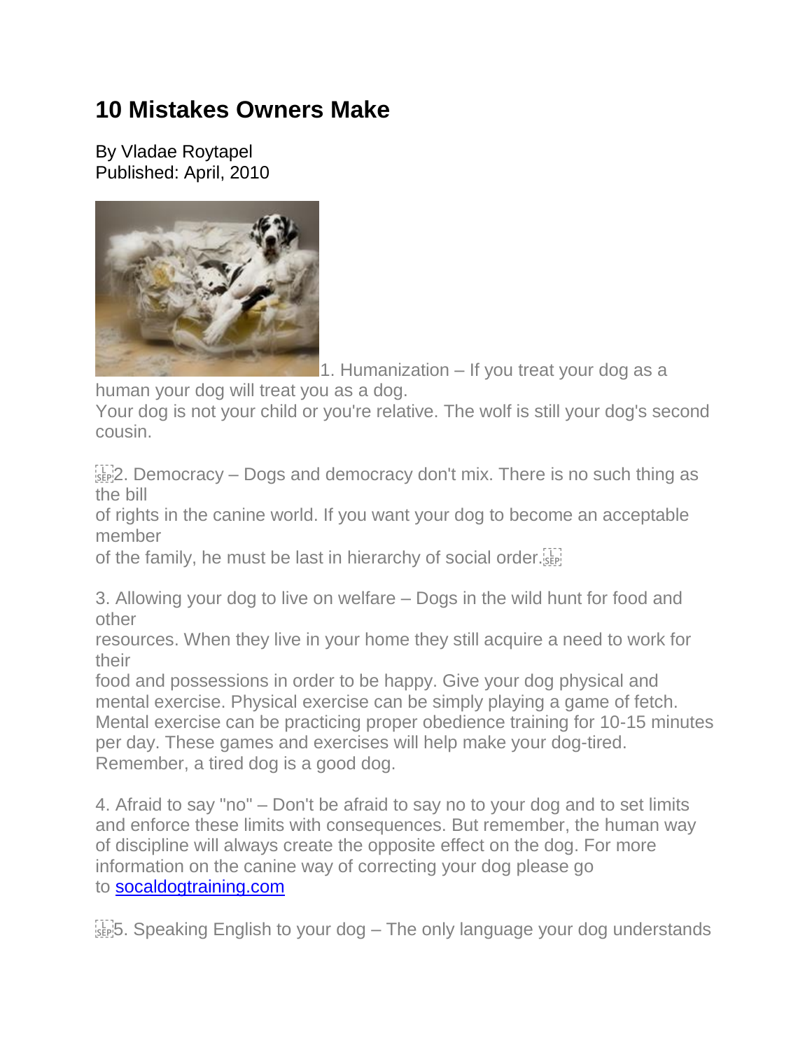# 10 Mistakes Owners Make

By Vladae Roytapel
Published: April, 2010

1. Humanization – If you treat your dog as a human your dog will treat you as a dog.
Your dog is not your child or you're relative. The wolf is still your dog's second cousin.

2. Democracy – Dogs and democracy don't mix. There is no such thing as the bill of rights in the canine world. If you want your dog to become an acceptable member of the family, he must be last in hierarchy of social order.

3. Allowing your dog to live on welfare – Dogs in the wild hunt for food and other resources. When they live in your home they still acquire a need to work for their food and possessions in order to be happy. Give your dog physical and mental exercise. Physical exercise can be simply playing a game of fetch. Mental exercise can be practicing proper obedience training for 10-15 minutes per day. These games and exercises will help make your dog-tired. Remember, a tired dog is a good dog.

4. Afraid to say "no" – Don't be afraid to say no to your dog and to set limits and enforce these limits with consequences. But remember, the human way of discipline will always create the opposite effect on the dog. For more information on the canine way of correcting your dog please go to [socaldogtraining.com](socaldogtraining.com)

5. Speaking English to your dog – The only language your dog understands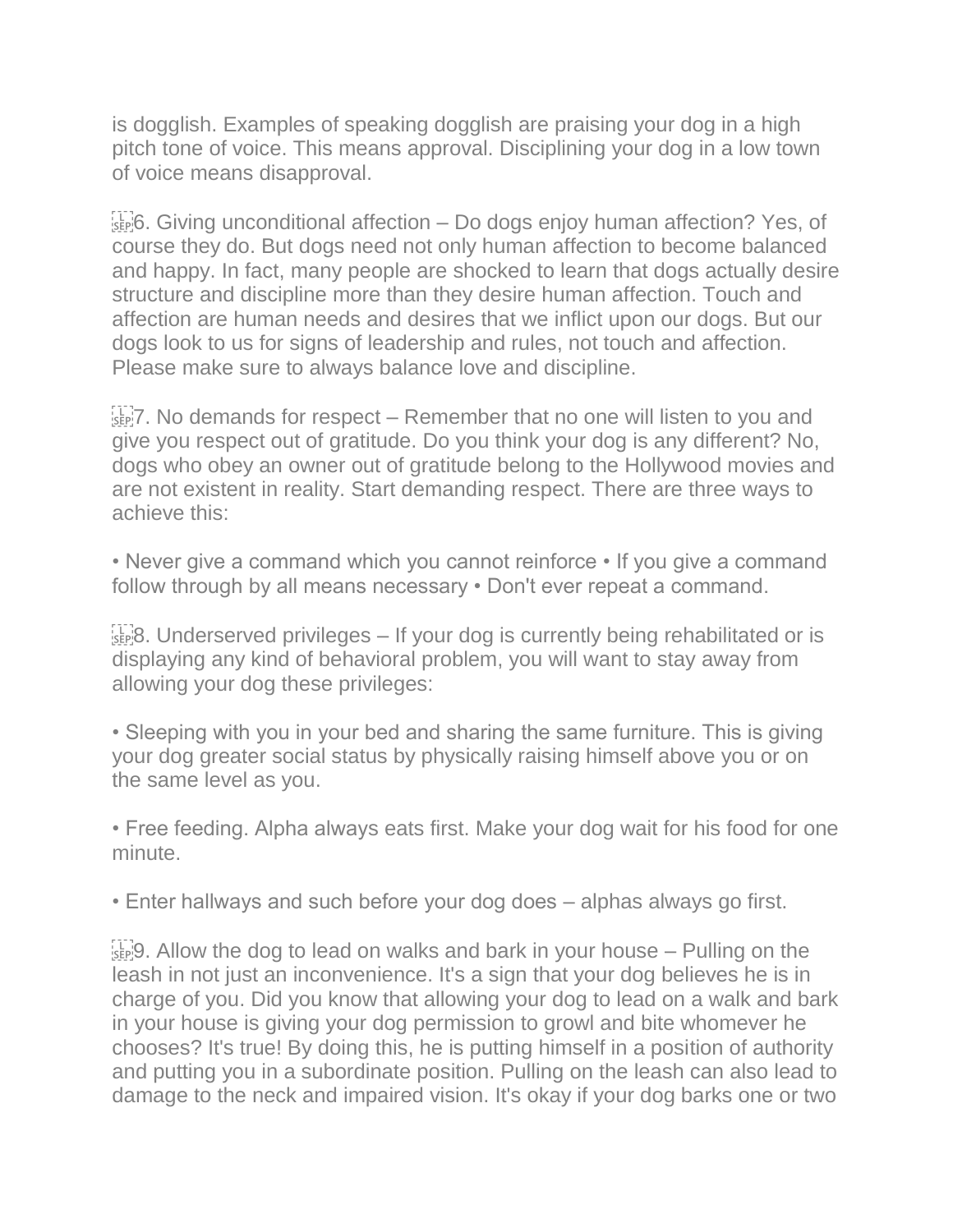is dogglish. Examples of speaking dogglish are praising your dog in a high pitch tone of voice. This means approval. Disciplining your dog in a low town of voice means disapproval.

6. Giving unconditional affection – Do dogs enjoy human affection? Yes, of course they do. But dogs need not only human affection to become balanced and happy. In fact, many people are shocked to learn that dogs actually desire structure and discipline more than they desire human affection. Touch and affection are human needs and desires that we inflict upon our dogs. But our dogs look to us for signs of leadership and rules, not touch and affection. Please make sure to always balance love and discipline.

7. No demands for respect – Remember that no one will listen to you and give you respect out of gratitude. Do you think your dog is any different? No, dogs who obey an owner out of gratitude belong to the Hollywood movies and are not existent in reality. Start demanding respect. There are three ways to achieve this:

• Never give a command which you cannot reinforce • If you give a command follow through by all means necessary • Don't ever repeat a command.

8. Underserved privileges – If your dog is currently being rehabilitated or is displaying any kind of behavioral problem, you will want to stay away from allowing your dog these privileges:

• Sleeping with you in your bed and sharing the same furniture. This is giving your dog greater social status by physically raising himself above you or on the same level as you.

• Free feeding. Alpha always eats first. Make your dog wait for his food for one minute.

• Enter hallways and such before your dog does – alphas always go first.

9. Allow the dog to lead on walks and bark in your house – Pulling on the leash in not just an inconvenience. It's a sign that your dog believes he is in charge of you. Did you know that allowing your dog to lead on a walk and bark in your house is giving your dog permission to growl and bite whomever he chooses? It's true! By doing this, he is putting himself in a position of authority and putting you in a subordinate position. Pulling on the leash can also lead to damage to the neck and impaired vision. It's okay if your dog barks one or two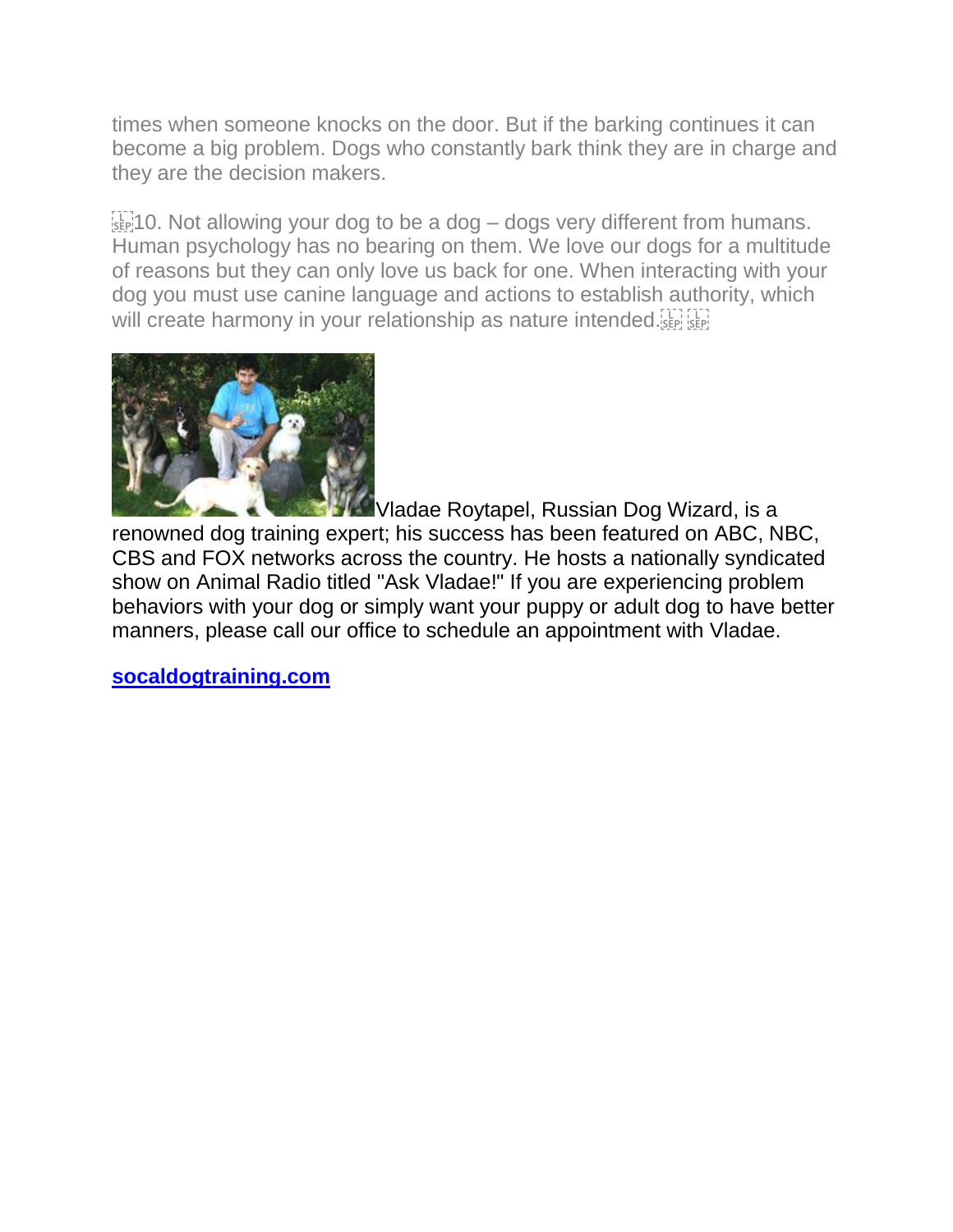times when someone knocks on the door. But if the barking continues it can become a big problem. Dogs who constantly bark think they are in charge and they are the decision makers.

10. Not allowing your dog to be a dog – dogs very different from humans. Human psychology has no bearing on them. We love our dogs for a multitude of reasons but they can only love us back for one. When interacting with your dog you must use canine language and actions to establish authority, which will create harmony in your relationship as nature intended.

Vladae Roytapel, Russian Dog Wizard, is a renowned dog training expert; his success has been featured on ABC, NBC, CBS and FOX networks across the country. He hosts a nationally syndicated show on Animal Radio titled "Ask Vladae!" If you are experiencing problem behaviors with your dog or simply want your puppy or adult dog to have better manners, please call our office to schedule an appointment with Vladae.

**socaldogtraining.com**